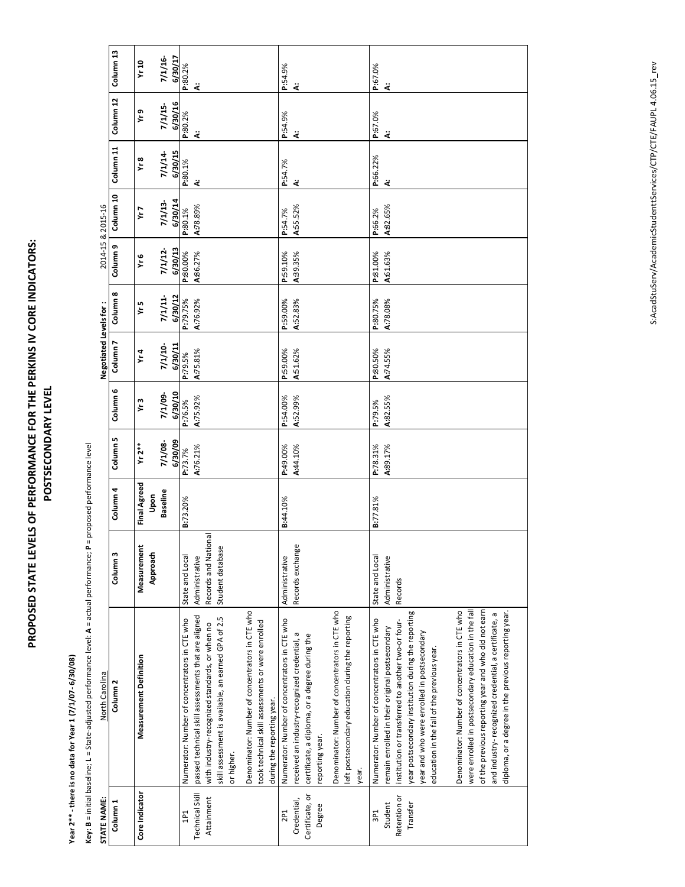# PROPOSED STATE LEVELS OF PERFORMANCE FOR THE PERKINS IV CORE INDICATORS: POSTSECONDARY LEVEL

**Year 2\*\* - there is no data for Year 1 (7/1/07- 6/30/08)**

**Key: B** = initial baseline; **L** = State-adjusted performance level; **A** = actual performance; **P** = proposed performance level

**STATE NAME:** North Carolina

| Column 1 | Column 2 | Column 3 | Column 4 | Column 5 | Column 6 | Column 7 | Column 8 | Column 9 | Column 10 | Column 11 | Column 12 | Column 13 |
|---|---|---|---|---|---|---|---|---|---|---|---|---|
| | | | | Negotiated Levels for : 2014-15 & 2015-16 | | | | | | | | |
| **Core Indicator** | **Measurement Definition** | **Measurement Approach** | **Final Agreed Upon Baseline** | **Yr 2\*\*** 7/1/08-6/30/09 | **Yr 3** 7/1/09-6/30/10 | **Yr 4** 7/1/10-6/30/11 | **Yr 5** 7/1/11-6/30/12 | **Yr 6** 7/1/12-6/30/13 | **Yr 7** 7/1/13-6/30/14 | **Yr 8** 7/1/14-6/30/15 | **Yr 9** 7/1/15-6/30/16 | **Yr 10** 7/1/16-6/30/17 |
| 1P1 Technical Skill Attainment | Numerator: Number of concentrators in CTE who passed technical skill assessments that are aligned with industry-recognized standards, or when no skill assessment is available, an earned GPA of 2.5 or higher.<br><br>Denominator: Number of concentrators in CTE who took technical skill assessments or were enrolled during the reporting year. | State and Local Administrative Records and National Student database | B:73.20% | P:73.7%<br>A:76.21% | P:76.5%<br>A:75.92% | P:79.5%<br>A:75.81% | P:79.75%<br>A:76.92% | P:80.00%<br>A:86.27% | P:80.1%<br>A:78.89% | P:80.1%<br>A: | P:80.2%<br>A: | P:80.2%<br>A: |
| 2P1 Credential, Certificate, or Degree | Numerator: Number of concentrators in CTE who received an industry-recognized credential, a certificate, a diploma, or a degree during the reporting year.<br><br>Denominator: Number of concentrators in CTE who left postsecondary education during the reporting year. | Administrative Records exchange | B:44.10% | P:49.00%<br>A:44.10% | P:54.00%<br>A:52.99% | P:59.00%<br>A:51.62% | P:59.00%<br>A:52.83% | P:59.10%<br>A:39.35% | P:54.7%<br>A:55.52% | P:54.7%<br>A: | P:54.9%<br>A: | P:54.9%<br>A: |
| 3P1 Student Retention or Transfer | Numerator: Number of concentrators in CTE who remain enrolled in their original postsecondary institution or transferred to another two-or four-year postsecondary institution during the reporting year and who were enrolled in postsecondary education in the fall of the previous year.<br><br>Denominator: Number of concentrators in CTE who were enrolled in postsecondary education in the fall of the previous reporting year and who did not earn and industry- recognized credential, a certificate, a diploma, or a degree in the previous reporting year. | State and Local Administrative Records | B:77.81% | P:78.31%<br>A:89.17% | P:79.5%<br>A:82.55% | P:80.50%<br>A:74.55% | P:80.75%<br>A:78.08% | P:81.00%<br>A:61.63% | P:66.2%<br>A:82.65% | P:66.22%<br>A: | P:67.0%<br>A: | P:67.0%<br>A: |

S:AcadStuServ/AcademicStudentServices/CTP/CTE/FAUPL 4.06.15_rev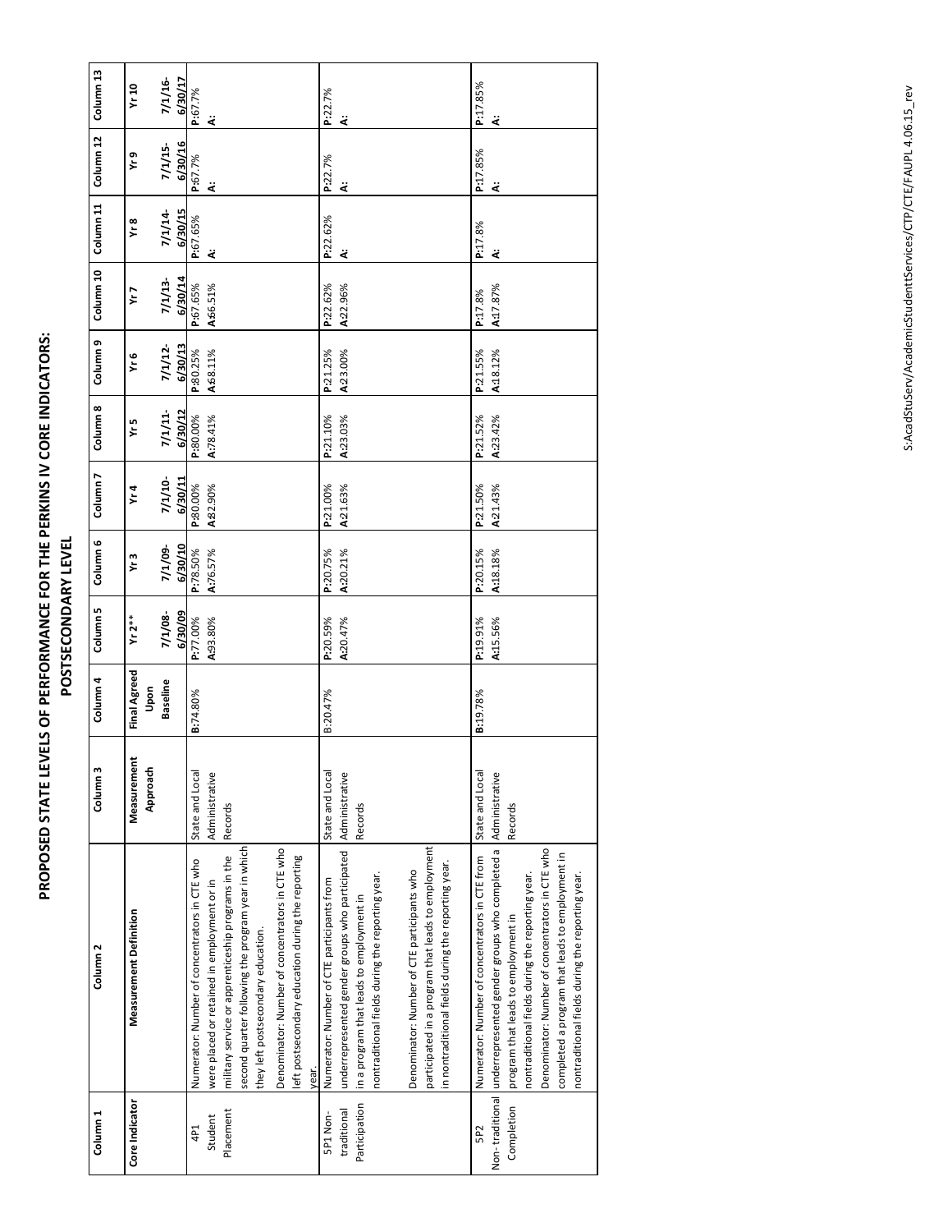# PROPOSED STATE LEVELS OF PERFORMANCE FOR THE PERKINS IV CORE INDICATORS:

## POSTSECONDARY LEVEL

| Column 1 | Column 2 | Column 3 | Column 4 | Column 5 | Column 6 | Column 7 | Column 8 | Column 9 | Column 10 | Column 11 | Column 12 | Column 13 |
|---|---|---|---|---|---|---|---|---|---|---|---|---|
| Core Indicator | Measurement Definition | Measurement Approach | Final Agreed Upon Baseline | Yr 2** 7/1/08-6/30/09 | Yr 3 7/1/09-6/30/10 | Yr 4 7/1/10-6/30/11 | Yr 5 7/1/11-6/30/12 | Yr 6 7/1/12-6/30/13 | Yr 7 7/1/13-6/30/14 | Yr 8 7/1/14-6/30/15 | Yr 9 7/1/15-6/30/16 | Yr 10 7/1/16-6/30/17 |
| 4P1 Student Placement | Numerator: Number of concentrators in CTE who were placed or retained in employment or in military service or apprenticeship programs in the second quarter following the program year in which they left postsecondary education.<br>Denominator: Number of concentrators in CTE who left postsecondary education during the reporting year. | State and Local Administrative Records | B:74.80% | P:77.00%<br>A:93.80% | P:78.50%<br>A:76.57% | P:80.00%<br>A:82.90% | P:80.00%<br>A:78.41% | P:80.25%<br>A:68.11% | P:67.65%<br>A:66.51% | P:67.65%<br>A: | P:67.7%<br>A: | P:67.7%<br>A: |
| 5P1 Non-traditional Participation | Numerator: Number of CTE participants from underrepresented gender groups who participated in a program that leads to employment in nontraditional fields during the reporting year.<br>Denominator: Number of CTE participants who participated in a program that leads to employment in nontraditional fields during the reporting year. | State and Local Administrative Records | B:20.47% | P:20.59%<br>A:20.47% | P:20.75%<br>A:20.21% | P:21.00%<br>A:21.63% | P:21.10%<br>A:23.03% | P:21.25%<br>A:23.00% | P:22.62%<br>A:22.96% | P:22.62%<br>A: | P:22.7%<br>A: | P:22.7%<br>A: |
| 5P2 Non-traditional Completion | Numerator: Number of concentrators in CTE from underrepresented gender groups who completed a program that leads to employment in nontraditional fields during the reporting year.<br>Denominator: Number of concentrators in CTE who completed a program that leads to employment in nontraditional fields during the reporting year. | State and Local Administrative Records | B:19.78% | P:19.91%<br>A:15.56% | P:20.15%<br>A:18.18% | P:21.50%<br>A:21.43% | P:21.52%<br>A:23.42% | P:21.55%<br>A:18.12% | P:17.8%<br>A:17.87% | P:17.8%<br>A: | P:17.85%<br>A: | P:17.85%<br>A: |

S:AcadStuServ/AcademicStudentServices/CTP/CTE/FAUPL 4.06.15_rev